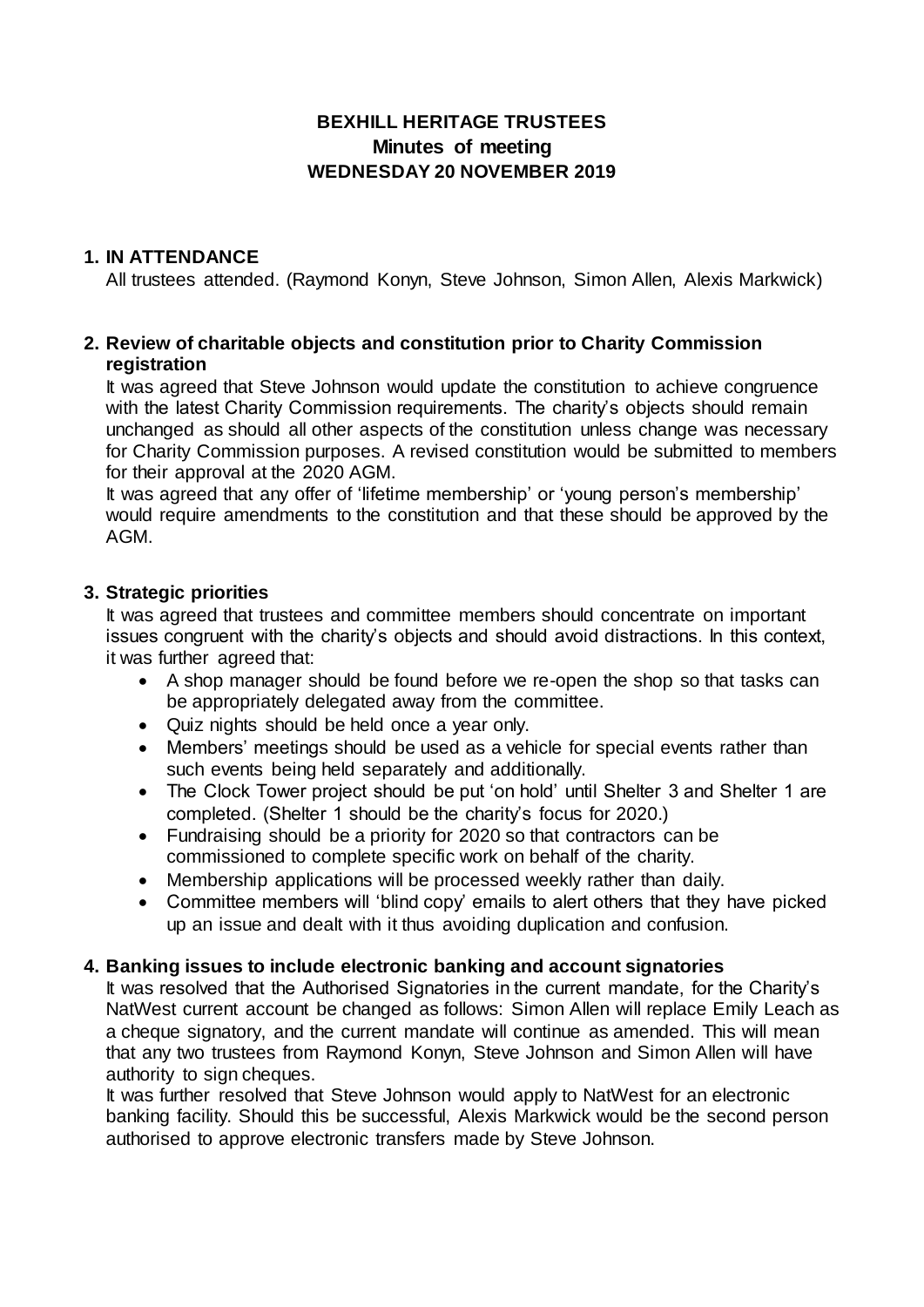# BEXHILL HERITAGE TRUSTEES
## Minutes of meeting
## WEDNESDAY 20 NOVEMBER 2019

### 1. IN ATTENDANCE

All trustees attended. (Raymond Konyn, Steve Johnson, Simon Allen, Alexis Markwick)

### 2. Review of charitable objects and constitution prior to Charity Commission registration

It was agreed that Steve Johnson would update the constitution to achieve congruence with the latest Charity Commission requirements. The charity's objects should remain unchanged as should all other aspects of the constitution unless change was necessary for Charity Commission purposes. A revised constitution would be submitted to members for their approval at the 2020 AGM.

It was agreed that any offer of 'lifetime membership' or 'young person's membership' would require amendments to the constitution and that these should be approved by the AGM.

### 3. Strategic priorities

It was agreed that trustees and committee members should concentrate on important issues congruent with the charity's objects and should avoid distractions. In this context, it was further agreed that:

- A shop manager should be found before we re-open the shop so that tasks can be appropriately delegated away from the committee.
- Quiz nights should be held once a year only.
- Members' meetings should be used as a vehicle for special events rather than such events being held separately and additionally.
- The Clock Tower project should be put 'on hold' until Shelter 3 and Shelter 1 are completed. (Shelter 1 should be the charity's focus for 2020.)
- Fundraising should be a priority for 2020 so that contractors can be commissioned to complete specific work on behalf of the charity.
- Membership applications will be processed weekly rather than daily.
- Committee members will 'blind copy' emails to alert others that they have picked up an issue and dealt with it thus avoiding duplication and confusion.

### 4. Banking issues to include electronic banking and account signatories

It was resolved that the Authorised Signatories in the current mandate, for the Charity's NatWest current account be changed as follows: Simon Allen will replace Emily Leach as a cheque signatory, and the current mandate will continue as amended. This will mean that any two trustees from Raymond Konyn, Steve Johnson and Simon Allen will have authority to sign cheques.

It was further resolved that Steve Johnson would apply to NatWest for an electronic banking facility. Should this be successful, Alexis Markwick would be the second person authorised to approve electronic transfers made by Steve Johnson.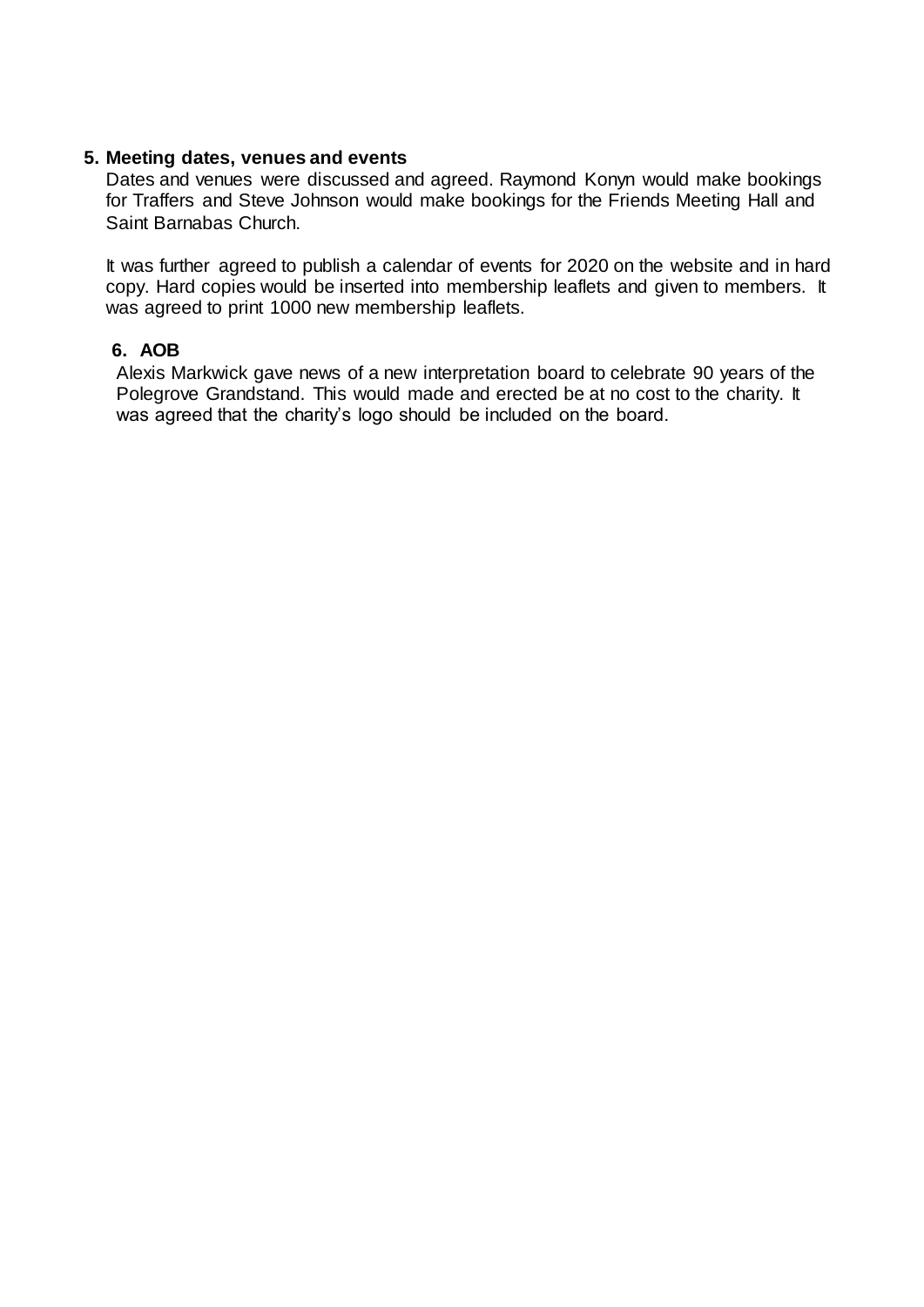**5. Meeting dates, venues and events**

Dates and venues were discussed and agreed. Raymond Konyn would make bookings for Traffers and Steve Johnson would make bookings for the Friends Meeting Hall and Saint Barnabas Church.

It was further agreed to publish a calendar of events for 2020 on the website and in hard copy. Hard copies would be inserted into membership leaflets and given to members. It was agreed to print 1000 new membership leaflets.

**6. AOB**

Alexis Markwick gave news of a new interpretation board to celebrate 90 years of the Polegrove Grandstand. This would made and erected be at no cost to the charity. It was agreed that the charity's logo should be included on the board.